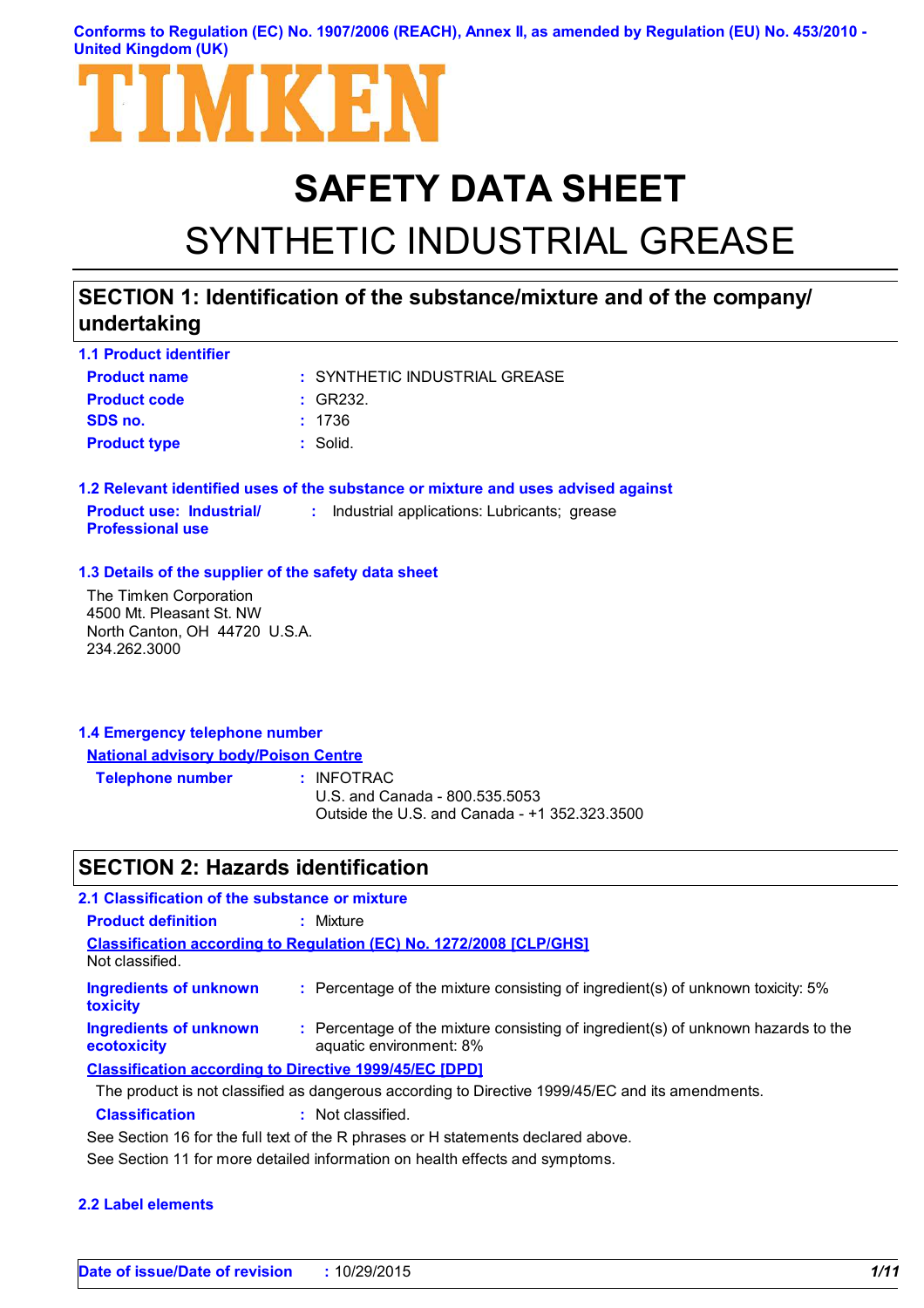Conforms to Regulation (EC) No. 1907/2006 (REACH), Annex II, as amended by Regulation (EU) No. 453/2010 - United Kingdom (UK)

TIMKEN

# SAFETY DATA SHEET

# SYNTHETIC INDUSTRIAL GREASE

## SECTION 1: Identification of the substance/mixture and of the company/undertaking

### 1.1 Product identifier

**Product name** : SYNTHETIC INDUSTRIAL GREASE

**Product code** : GR232.

**SDS no.** : 1736

**Product type** : Solid.

### 1.2 Relevant identified uses of the substance or mixture and uses advised against

**Product use: Industrial/ Professional use** : Industrial applications: Lubricants; grease

### 1.3 Details of the supplier of the safety data sheet

The Timken Corporation
4500 Mt. Pleasant St. NW
North Canton, OH 44720 U.S.A.
234.262.3000

### 1.4 Emergency telephone number

**National advisory body/Poison Centre**

**Telephone number** : INFOTRAC
U.S. and Canada - 800.535.5053
Outside the U.S. and Canada - +1 352.323.3500

## SECTION 2: Hazards identification

### 2.1 Classification of the substance or mixture

**Product definition** : Mixture

**Classification according to Regulation (EC) No. 1272/2008 [CLP/GHS]**

Not classified.

**Ingredients of unknown toxicity** : Percentage of the mixture consisting of ingredient(s) of unknown toxicity: 5%

**Ingredients of unknown ecotoxicity** : Percentage of the mixture consisting of ingredient(s) of unknown hazards to the aquatic environment: 8%

**Classification according to Directive 1999/45/EC [DPD]**

The product is not classified as dangerous according to Directive 1999/45/EC and its amendments.

**Classification** : Not classified.

See Section 16 for the full text of the R phrases or H statements declared above.

See Section 11 for more detailed information on health effects and symptoms.

### 2.2 Label elements

**Date of issue/Date of revision** : 10/29/2015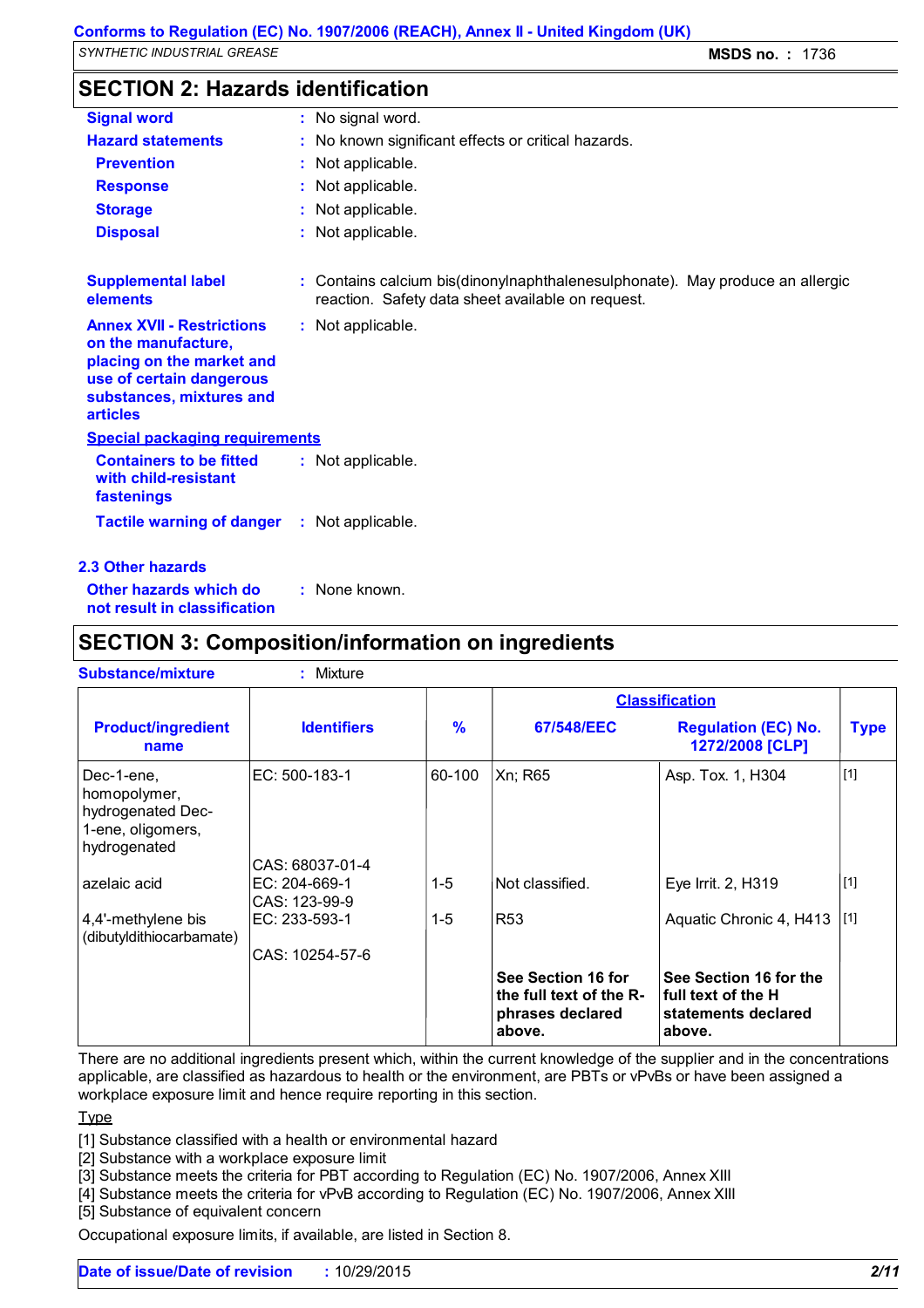## SECTION 2: Hazards identification

**Signal word** : No signal word.

**Hazard statements** : No known significant effects or critical hazards.

**Prevention** : Not applicable.

**Response** : Not applicable.

**Storage** : Not applicable.

**Disposal** : Not applicable.

**Supplemental label elements** : Contains calcium bis(dinonylnaphthalenesulphonate). May produce an allergic reaction. Safety data sheet available on request.

**Annex XVII - Restrictions on the manufacture, placing on the market and use of certain dangerous substances, mixtures and articles** : Not applicable.

**Special packaging requirements**

**Containers to be fitted with child-resistant fastenings** : Not applicable.

**Tactile warning of danger** : Not applicable.

### 2.3 Other hazards

**Other hazards which do not result in classification** : None known.

## SECTION 3: Composition/information on ingredients

**Substance/mixture** : Mixture

| Product/ingredient name | Identifiers | % | Classification | | Type |
|---|---|---|---|---|---|
| | | | 67/548/EEC | Regulation (EC) No. 1272/2008 [CLP] | |
| Dec-1-ene, homopolymer, hydrogenated Dec-1-ene, oligomers, hydrogenated | EC: 500-183-1<br>CAS: 68037-01-4 | 60-100 | Xn; R65 | Asp. Tox. 1, H304 | [1] |
| azelaic acid | EC: 204-669-1<br>CAS: 123-99-9 | 1-5 | Not classified. | Eye Irrit. 2, H319 | [1] |
| 4,4'-methylene bis (dibutyldithiocarbamate) | EC: 233-593-1<br>CAS: 10254-57-6 | 1-5 | R53 | Aquatic Chronic 4, H413 | [1] |
| | | | **See Section 16 for the full text of the R-phrases declared above.** | **See Section 16 for the full text of the H statements declared above.** | |

There are no additional ingredients present which, within the current knowledge of the supplier and in the concentrations applicable, are classified as hazardous to health or the environment, are PBTs or vPvBs or have been assigned a workplace exposure limit and hence require reporting in this section.

Type

[1] Substance classified with a health or environmental hazard
[2] Substance with a workplace exposure limit
[3] Substance meets the criteria for PBT according to Regulation (EC) No. 1907/2006, Annex XIII
[4] Substance meets the criteria for vPvB according to Regulation (EC) No. 1907/2006, Annex XIII
[5] Substance of equivalent concern

Occupational exposure limits, if available, are listed in Section 8.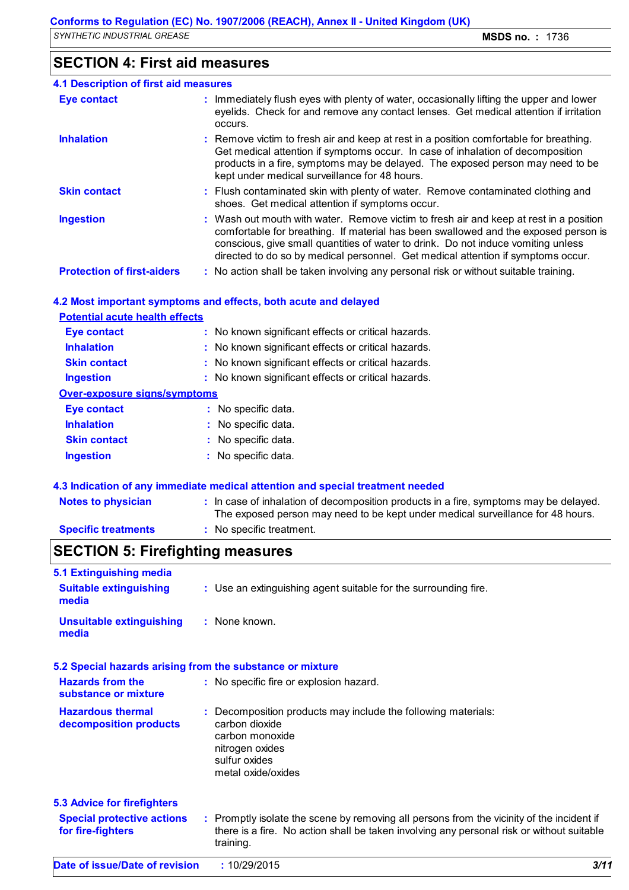## SECTION 4: First aid measures

### 4.1 Description of first aid measures

**Eye contact** : Immediately flush eyes with plenty of water, occasionally lifting the upper and lower eyelids. Check for and remove any contact lenses. Get medical attention if irritation occurs.

**Inhalation** : Remove victim to fresh air and keep at rest in a position comfortable for breathing. Get medical attention if symptoms occur. In case of inhalation of decomposition products in a fire, symptoms may be delayed. The exposed person may need to be kept under medical surveillance for 48 hours.

**Skin contact** : Flush contaminated skin with plenty of water. Remove contaminated clothing and shoes. Get medical attention if symptoms occur.

**Ingestion** : Wash out mouth with water. Remove victim to fresh air and keep at rest in a position comfortable for breathing. If material has been swallowed and the exposed person is conscious, give small quantities of water to drink. Do not induce vomiting unless directed to do so by medical personnel. Get medical attention if symptoms occur.

**Protection of first-aiders** : No action shall be taken involving any personal risk or without suitable training.

### 4.2 Most important symptoms and effects, both acute and delayed

**Potential acute health effects**

**Eye contact** : No known significant effects or critical hazards.

**Inhalation** : No known significant effects or critical hazards.

**Skin contact** : No known significant effects or critical hazards.

**Ingestion** : No known significant effects or critical hazards.

**Over-exposure signs/symptoms**

**Eye contact** : No specific data.

**Inhalation** : No specific data.

**Skin contact** : No specific data.

**Ingestion** : No specific data.

### 4.3 Indication of any immediate medical attention and special treatment needed

**Notes to physician** : In case of inhalation of decomposition products in a fire, symptoms may be delayed. The exposed person may need to be kept under medical surveillance for 48 hours.

**Specific treatments** : No specific treatment.

## SECTION 5: Firefighting measures

### 5.1 Extinguishing media

**Suitable extinguishing media** : Use an extinguishing agent suitable for the surrounding fire.

**Unsuitable extinguishing media** : None known.

### 5.2 Special hazards arising from the substance or mixture

**Hazards from the substance or mixture** : No specific fire or explosion hazard.

**Hazardous thermal decomposition products** : Decomposition products may include the following materials:
carbon dioxide
carbon monoxide
nitrogen oxides
sulfur oxides
metal oxide/oxides

### 5.3 Advice for firefighters

**Special protective actions for fire-fighters** : Promptly isolate the scene by removing all persons from the vicinity of the incident if there is a fire. No action shall be taken involving any personal risk or without suitable training.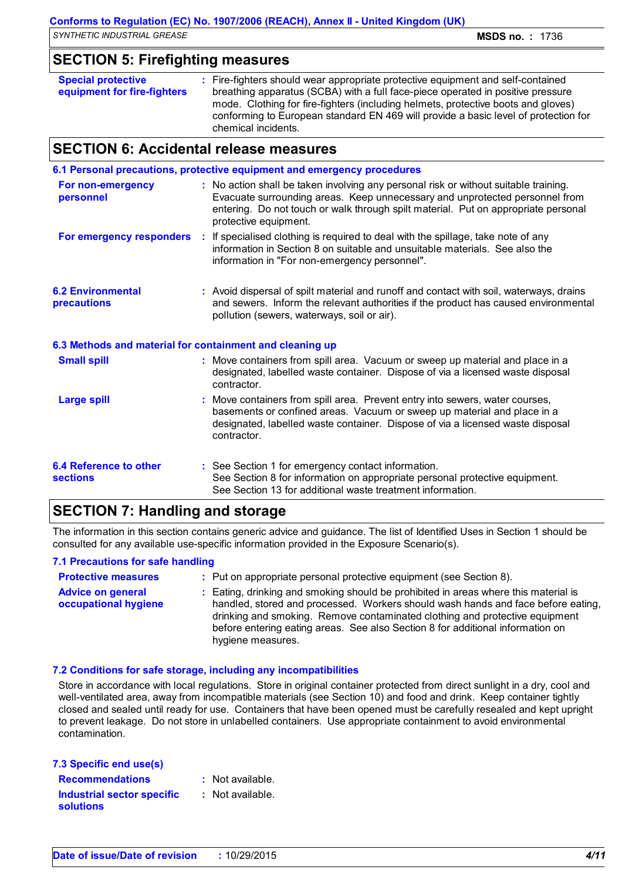## SECTION 5: Firefighting measures

| | |
|---|---|
| **Special protective equipment for fire-fighters** | : Fire-fighters should wear appropriate protective equipment and self-contained breathing apparatus (SCBA) with a full face-piece operated in positive pressure mode. Clothing for fire-fighters (including helmets, protective boots and gloves) conforming to European standard EN 469 will provide a basic level of protection for chemical incidents. |

## SECTION 6: Accidental release measures

### 6.1 Personal precautions, protective equipment and emergency procedures

| | |
|---|---|
| **For non-emergency personnel** | : No action shall be taken involving any personal risk or without suitable training. Evacuate surrounding areas. Keep unnecessary and unprotected personnel from entering. Do not touch or walk through spilt material. Put on appropriate personal protective equipment. |
| **For emergency responders** | : If specialised clothing is required to deal with the spillage, take note of any information in Section 8 on suitable and unsuitable materials. See also the information in "For non-emergency personnel". |

| | |
|---|---|
| **6.2 Environmental precautions** | : Avoid dispersal of spilt material and runoff and contact with soil, waterways, drains and sewers. Inform the relevant authorities if the product has caused environmental pollution (sewers, waterways, soil or air). |

### 6.3 Methods and material for containment and cleaning up

| | |
|---|---|
| **Small spill** | : Move containers from spill area. Vacuum or sweep up material and place in a designated, labelled waste container. Dispose of via a licensed waste disposal contractor. |
| **Large spill** | : Move containers from spill area. Prevent entry into sewers, water courses, basements or confined areas. Vacuum or sweep up material and place in a designated, labelled waste container. Dispose of via a licensed waste disposal contractor. |

| | |
|---|---|
| **6.4 Reference to other sections** | : See Section 1 for emergency contact information.<br>See Section 8 for information on appropriate personal protective equipment.<br>See Section 13 for additional waste treatment information. |

## SECTION 7: Handling and storage

The information in this section contains generic advice and guidance. The list of Identified Uses in Section 1 should be consulted for any available use-specific information provided in the Exposure Scenario(s).

### 7.1 Precautions for safe handling

| | |
|---|---|
| **Protective measures** | : Put on appropriate personal protective equipment (see Section 8). |
| **Advice on general occupational hygiene** | : Eating, drinking and smoking should be prohibited in areas where this material is handled, stored and processed. Workers should wash hands and face before eating, drinking and smoking. Remove contaminated clothing and protective equipment before entering eating areas. See also Section 8 for additional information on hygiene measures. |

### 7.2 Conditions for safe storage, including any incompatibilities

Store in accordance with local regulations. Store in original container protected from direct sunlight in a dry, cool and well-ventilated area, away from incompatible materials (see Section 10) and food and drink. Keep container tightly closed and sealed until ready for use. Containers that have been opened must be carefully resealed and kept upright to prevent leakage. Do not store in unlabelled containers. Use appropriate containment to avoid environmental contamination.

### 7.3 Specific end use(s)

| | |
|---|---|
| **Recommendations** | : Not available. |
| **Industrial sector specific solutions** | : Not available. |

**Date of issue/Date of revision** : 10/29/2015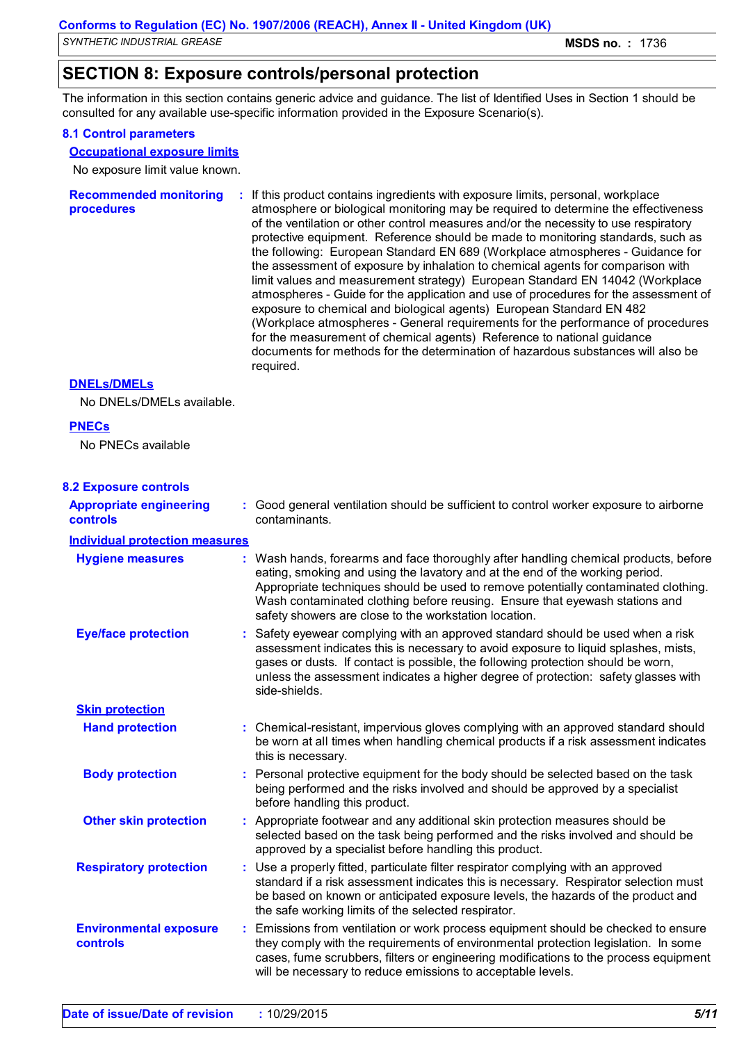# SECTION 8: Exposure controls/personal protection

The information in this section contains generic advice and guidance. The list of Identified Uses in Section 1 should be consulted for any available use-specific information provided in the Exposure Scenario(s).

## 8.1 Control parameters

### Occupational exposure limits

No exposure limit value known.

**Recommended monitoring procedures** : If this product contains ingredients with exposure limits, personal, workplace atmosphere or biological monitoring may be required to determine the effectiveness of the ventilation or other control measures and/or the necessity to use respiratory protective equipment. Reference should be made to monitoring standards, such as the following: European Standard EN 689 (Workplace atmospheres - Guidance for the assessment of exposure by inhalation to chemical agents for comparison with limit values and measurement strategy) European Standard EN 14042 (Workplace atmospheres - Guide for the application and use of procedures for the assessment of exposure to chemical and biological agents) European Standard EN 482 (Workplace atmospheres - General requirements for the performance of procedures for the measurement of chemical agents) Reference to national guidance documents for methods for the determination of hazardous substances will also be required.

### DNELs/DMELs

No DNELs/DMELs available.

### PNECs

No PNECs available

## 8.2 Exposure controls

**Appropriate engineering controls** : Good general ventilation should be sufficient to control worker exposure to airborne contaminants.

### Individual protection measures

**Hygiene measures** : Wash hands, forearms and face thoroughly after handling chemical products, before eating, smoking and using the lavatory and at the end of the working period. Appropriate techniques should be used to remove potentially contaminated clothing. Wash contaminated clothing before reusing. Ensure that eyewash stations and safety showers are close to the workstation location.

**Eye/face protection** : Safety eyewear complying with an approved standard should be used when a risk assessment indicates this is necessary to avoid exposure to liquid splashes, mists, gases or dusts. If contact is possible, the following protection should be worn, unless the assessment indicates a higher degree of protection: safety glasses with side-shields.

#### Skin protection

**Hand protection** : Chemical-resistant, impervious gloves complying with an approved standard should be worn at all times when handling chemical products if a risk assessment indicates this is necessary.

**Body protection** : Personal protective equipment for the body should be selected based on the task being performed and the risks involved and should be approved by a specialist before handling this product.

**Other skin protection** : Appropriate footwear and any additional skin protection measures should be selected based on the task being performed and the risks involved and should be approved by a specialist before handling this product.

**Respiratory protection** : Use a properly fitted, particulate filter respirator complying with an approved standard if a risk assessment indicates this is necessary. Respirator selection must be based on known or anticipated exposure levels, the hazards of the product and the safe working limits of the selected respirator.

**Environmental exposure controls** : Emissions from ventilation or work process equipment should be checked to ensure they comply with the requirements of environmental protection legislation. In some cases, fume scrubbers, filters or engineering modifications to the process equipment will be necessary to reduce emissions to acceptable levels.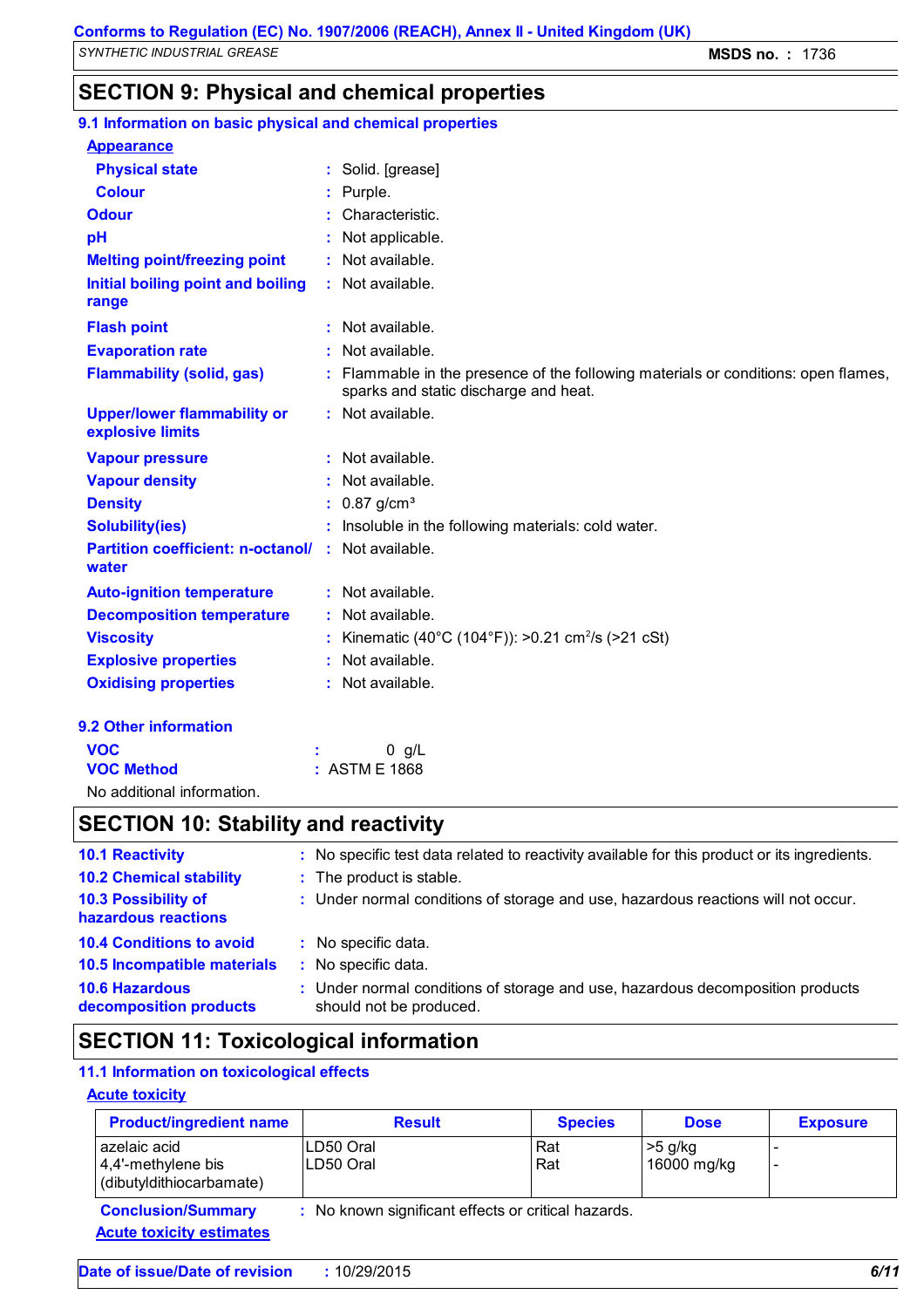# SECTION 9: Physical and chemical properties

## 9.1 Information on basic physical and chemical properties

**Appearance**

| | | |
|---|---|---|
| **Physical state** | : | Solid. [grease] |
| **Colour** | : | Purple. |
| **Odour** | : | Characteristic. |
| **pH** | : | Not applicable. |
| **Melting point/freezing point** | : | Not available. |
| **Initial boiling point and boiling range** | : | Not available. |
| **Flash point** | : | Not available. |
| **Evaporation rate** | : | Not available. |
| **Flammability (solid, gas)** | : | Flammable in the presence of the following materials or conditions: open flames, sparks and static discharge and heat. |
| **Upper/lower flammability or explosive limits** | : | Not available. |
| **Vapour pressure** | : | Not available. |
| **Vapour density** | : | Not available. |
| **Density** | : | 0.87 g/cm³ |
| **Solubility(ies)** | : | Insoluble in the following materials: cold water. |
| **Partition coefficient: n-octanol/ water** | : | Not available. |
| **Auto-ignition temperature** | : | Not available. |
| **Decomposition temperature** | : | Not available. |
| **Viscosity** | : | Kinematic (40°C (104°F)): >0.21 $cm^2/s$ (>21 cSt) |
| **Explosive properties** | : | Not available. |
| **Oxidising properties** | : | Not available. |

## 9.2 Other information

| | | |
|---|---|---|
| **VOC** | : | 0 g/L |
| **VOC Method** | : | ASTM E 1868 |

No additional information.

# SECTION 10: Stability and reactivity

| | | |
|---|---|---|
| **10.1 Reactivity** | : | No specific test data related to reactivity available for this product or its ingredients. |
| **10.2 Chemical stability** | : | The product is stable. |
| **10.3 Possibility of hazardous reactions** | : | Under normal conditions of storage and use, hazardous reactions will not occur. |
| **10.4 Conditions to avoid** | : | No specific data. |
| **10.5 Incompatible materials** | : | No specific data. |
| **10.6 Hazardous decomposition products** | : | Under normal conditions of storage and use, hazardous decomposition products should not be produced. |

# SECTION 11: Toxicological information

## 11.1 Information on toxicological effects

**Acute toxicity**

| Product/ingredient name | Result | Species | Dose | Exposure |
|---|---|---|---|---|
| azelaic acid | LD50 Oral | Rat | >5 g/kg | - |
| 4,4'-methylene bis (dibutyldithiocarbamate) | LD50 Oral | Rat | 16000 mg/kg | - |

**Conclusion/Summary** : No known significant effects or critical hazards.

**Acute toxicity estimates**

**Date of issue/Date of revision** : 10/29/2015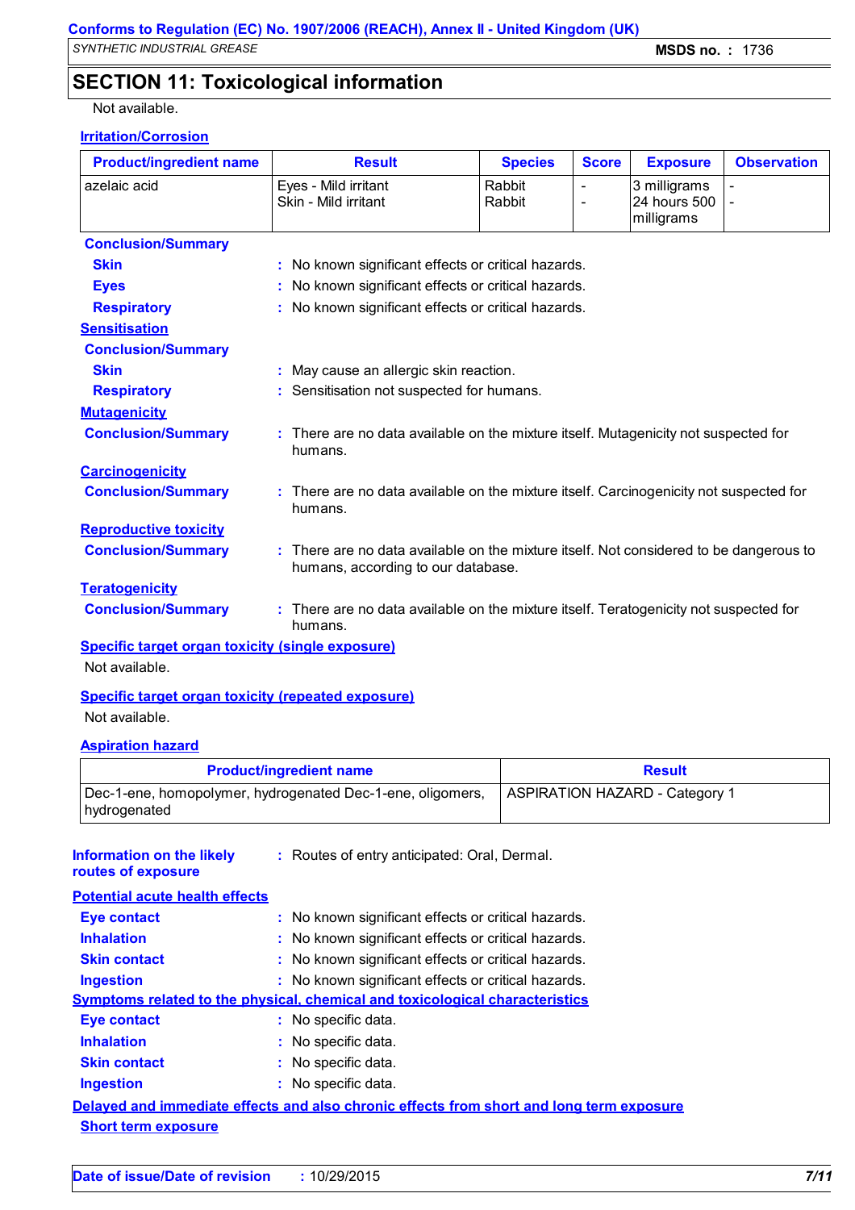## SECTION 11: Toxicological information

Not available.

**Irritation/Corrosion**

| Product/ingredient name | Result | Species | Score | Exposure | Observation |
|---|---|---|---|---|---|
| azelaic acid | Eyes - Mild irritant<br>Skin - Mild irritant | Rabbit<br>Rabbit | -<br>- | 3 milligrams<br>24 hours 500 milligrams | -<br>- |

**Conclusion/Summary**

**Skin** : No known significant effects or critical hazards.

**Eyes** : No known significant effects or critical hazards.

**Respiratory** : No known significant effects or critical hazards.

**Sensitisation**

**Conclusion/Summary**

**Skin** : May cause an allergic skin reaction.

**Respiratory** : Sensitisation not suspected for humans.

**Mutagenicity**

**Conclusion/Summary** : There are no data available on the mixture itself. Mutagenicity not suspected for humans.

**Carcinogenicity**

**Conclusion/Summary** : There are no data available on the mixture itself. Carcinogenicity not suspected for humans.

**Reproductive toxicity**

**Conclusion/Summary** : There are no data available on the mixture itself. Not considered to be dangerous to humans, according to our database.

**Teratogenicity**

**Conclusion/Summary** : There are no data available on the mixture itself. Teratogenicity not suspected for humans.

**Specific target organ toxicity (single exposure)**

Not available.

**Specific target organ toxicity (repeated exposure)**

Not available.

**Aspiration hazard**

| Product/ingredient name | Result |
|---|---|
| Dec-1-ene, homopolymer, hydrogenated Dec-1-ene, oligomers, hydrogenated | ASPIRATION HAZARD - Category 1 |

**Information on the likely routes of exposure** : Routes of entry anticipated: Oral, Dermal.

**Potential acute health effects**

**Eye contact** : No known significant effects or critical hazards.

**Inhalation** : No known significant effects or critical hazards.

**Skin contact** : No known significant effects or critical hazards.

**Ingestion** : No known significant effects or critical hazards.

**Symptoms related to the physical, chemical and toxicological characteristics**

**Eye contact** : No specific data.

**Inhalation** : No specific data.

**Skin contact** : No specific data.

**Ingestion** : No specific data.

**Delayed and immediate effects and also chronic effects from short and long term exposure**

**Short term exposure**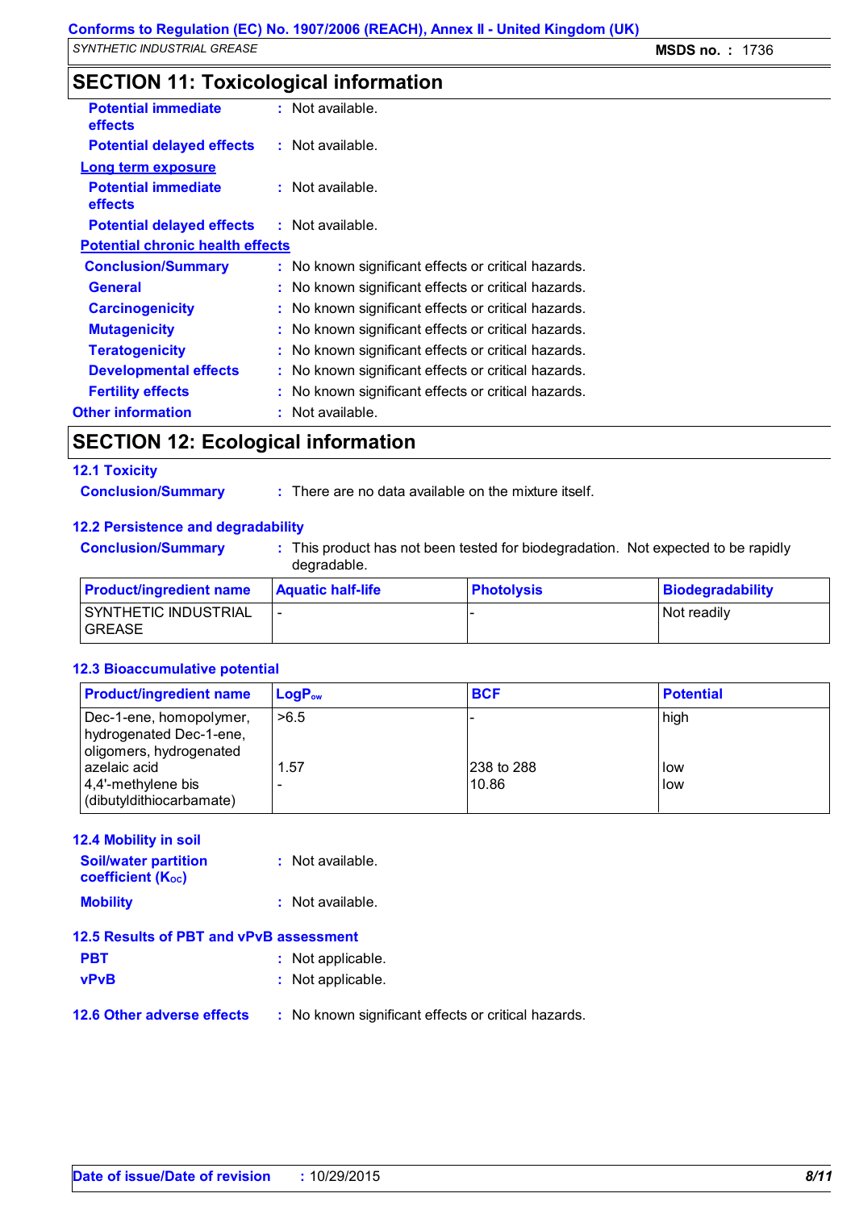## SECTION 11: Toxicological information

**Potential immediate effects** : Not available.

**Potential delayed effects** : Not available.

**Long term exposure**

**Potential immediate effects** : Not available.

**Potential delayed effects** : Not available.

**Potential chronic health effects**

**Conclusion/Summary** : No known significant effects or critical hazards.

**General** : No known significant effects or critical hazards.

**Carcinogenicity** : No known significant effects or critical hazards.

**Mutagenicity** : No known significant effects or critical hazards.

**Teratogenicity** : No known significant effects or critical hazards.

**Developmental effects** : No known significant effects or critical hazards.

**Fertility effects** : No known significant effects or critical hazards.

**Other information** : Not available.

## SECTION 12: Ecological information

### 12.1 Toxicity

**Conclusion/Summary** : There are no data available on the mixture itself.

### 12.2 Persistence and degradability

**Conclusion/Summary** : This product has not been tested for biodegradation. Not expected to be rapidly degradable.

| Product/ingredient name | Aquatic half-life | Photolysis | Biodegradability |
|---|---|---|---|
| SYNTHETIC INDUSTRIAL GREASE | - | - | Not readily |

### 12.3 Bioaccumulative potential

| Product/ingredient name | $LogP_{ow}$ | BCF | Potential |
|---|---|---|---|
| Dec-1-ene, homopolymer, hydrogenated Dec-1-ene, oligomers, hydrogenated | >6.5 | - | high |
| azelaic acid | 1.57 | 238 to 288 | low |
| 4,4'-methylene bis (dibutyldithiocarbamate) | - | 10.86 | low |

### 12.4 Mobility in soil

**Soil/water partition coefficient ($K_{OC}$)** : Not available.

**Mobility** : Not available.

### 12.5 Results of PBT and vPvB assessment

**PBT** : Not applicable.

**vPvB** : Not applicable.

### 12.6 Other adverse effects : No known significant effects or critical hazards.

**Date of issue/Date of revision** : 10/29/2015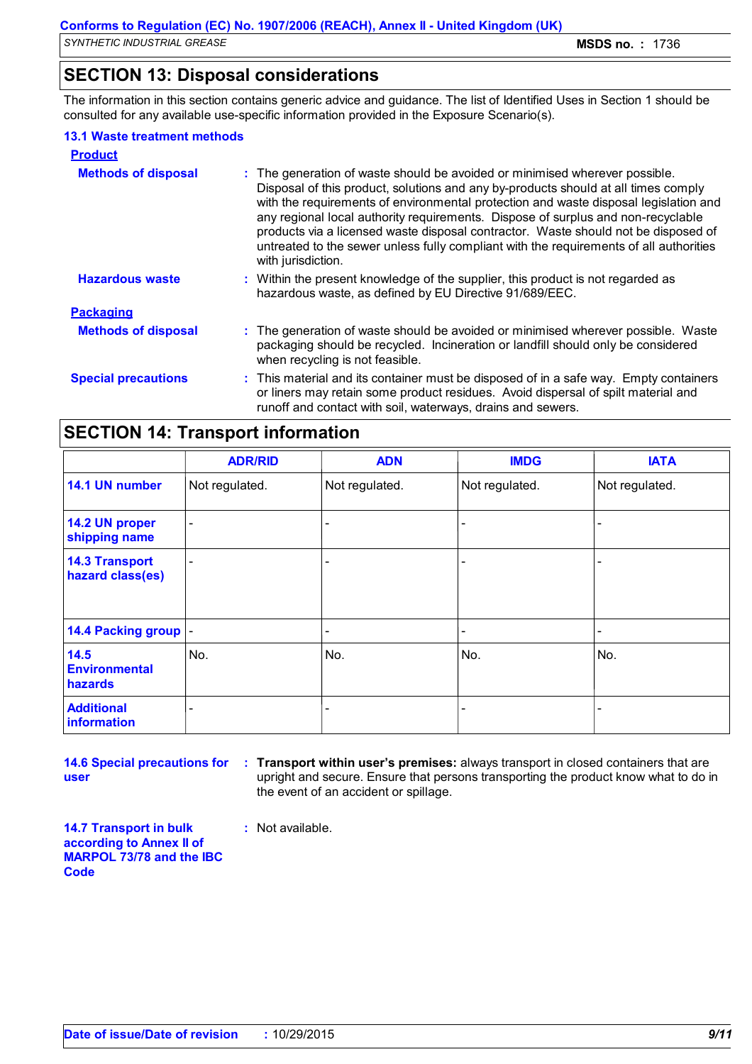## SECTION 13: Disposal considerations

The information in this section contains generic advice and guidance. The list of Identified Uses in Section 1 should be consulted for any available use-specific information provided in the Exposure Scenario(s).

### 13.1 Waste treatment methods

**Product**

**Methods of disposal** : The generation of waste should be avoided or minimised wherever possible. Disposal of this product, solutions and any by-products should at all times comply with the requirements of environmental protection and waste disposal legislation and any regional local authority requirements. Dispose of surplus and non-recyclable products via a licensed waste disposal contractor. Waste should not be disposed of untreated to the sewer unless fully compliant with the requirements of all authorities with jurisdiction.

**Hazardous waste** : Within the present knowledge of the supplier, this product is not regarded as hazardous waste, as defined by EU Directive 91/689/EEC.

**Packaging**

**Methods of disposal** : The generation of waste should be avoided or minimised wherever possible. Waste packaging should be recycled. Incineration or landfill should only be considered when recycling is not feasible.

**Special precautions** : This material and its container must be disposed of in a safe way. Empty containers or liners may retain some product residues. Avoid dispersal of spilt material and runoff and contact with soil, waterways, drains and sewers.

## SECTION 14: Transport information

| | ADR/RID | ADN | IMDG | IATA |
|---|---|---|---|---|
| 14.1 UN number | Not regulated. | Not regulated. | Not regulated. | Not regulated. |
| 14.2 UN proper shipping name | - | - | - | - |
| 14.3 Transport hazard class(es) | - | - | - | - |
| 14.4 Packing group | - | - | - | - |
| 14.5 Environmental hazards | No. | No. | No. | No. |
| Additional information | - | - | - | - |

**14.6 Special precautions for user** : **Transport within user's premises:** always transport in closed containers that are upright and secure. Ensure that persons transporting the product know what to do in the event of an accident or spillage.

**14.7 Transport in bulk according to Annex II of MARPOL 73/78 and the IBC Code** : Not available.

**Date of issue/Date of revision** : 10/29/2015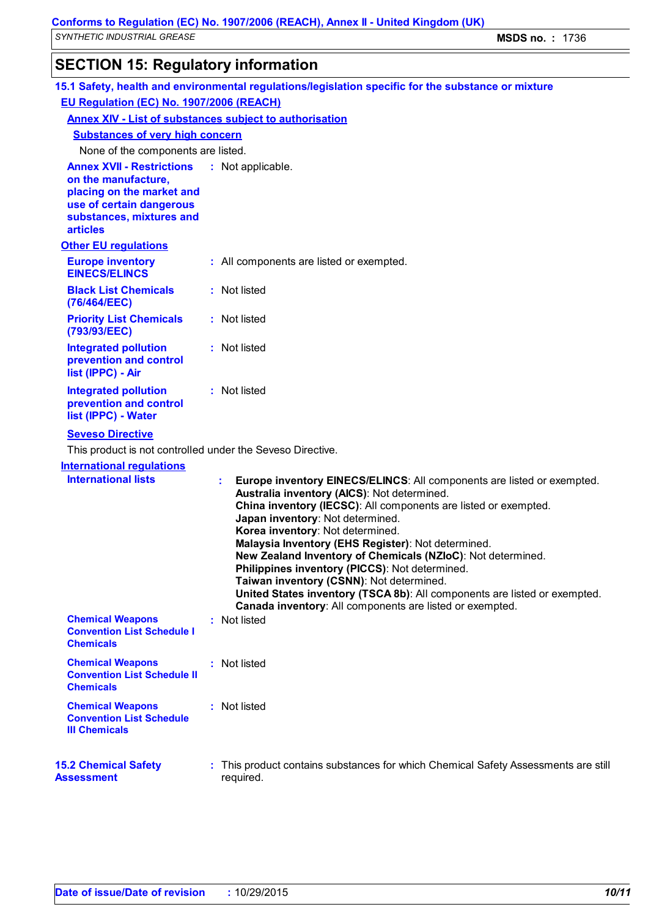## SECTION 15: Regulatory information

### 15.1 Safety, health and environmental regulations/legislation specific for the substance or mixture

**EU Regulation (EC) No. 1907/2006 (REACH)**

**Annex XIV - List of substances subject to authorisation**

**Substances of very high concern**

None of the components are listed.

**Annex XVII - Restrictions on the manufacture, placing on the market and use of certain dangerous substances, mixtures and articles** : Not applicable.

**Other EU regulations**

**Europe inventory EINECS/ELINCS** : All components are listed or exempted.

**Black List Chemicals (76/464/EEC)** : Not listed

**Priority List Chemicals (793/93/EEC)** : Not listed

**Integrated pollution prevention and control list (IPPC) - Air** : Not listed

**Integrated pollution prevention and control list (IPPC) - Water** : Not listed

**Seveso Directive**

This product is not controlled under the Seveso Directive.

**International regulations**

**International lists** :
- **Europe inventory EINECS/ELINCS**: All components are listed or exempted.
- **Australia inventory (AICS)**: Not determined.
- **China inventory (IECSC)**: All components are listed or exempted.
- **Japan inventory**: Not determined.
- **Korea inventory**: Not determined.
- **Malaysia Inventory (EHS Register)**: Not determined.
- **New Zealand Inventory of Chemicals (NZIoC)**: Not determined.
- **Philippines inventory (PICCS)**: Not determined.
- **Taiwan inventory (CSNN)**: Not determined.
- **United States inventory (TSCA 8b)**: All components are listed or exempted.
- **Canada inventory**: All components are listed or exempted.

**Chemical Weapons Convention List Schedule I Chemicals** : Not listed

**Chemical Weapons Convention List Schedule II Chemicals** : Not listed

**Chemical Weapons Convention List Schedule III Chemicals** : Not listed

### 15.2 Chemical Safety Assessment

: This product contains substances for which Chemical Safety Assessments are still required.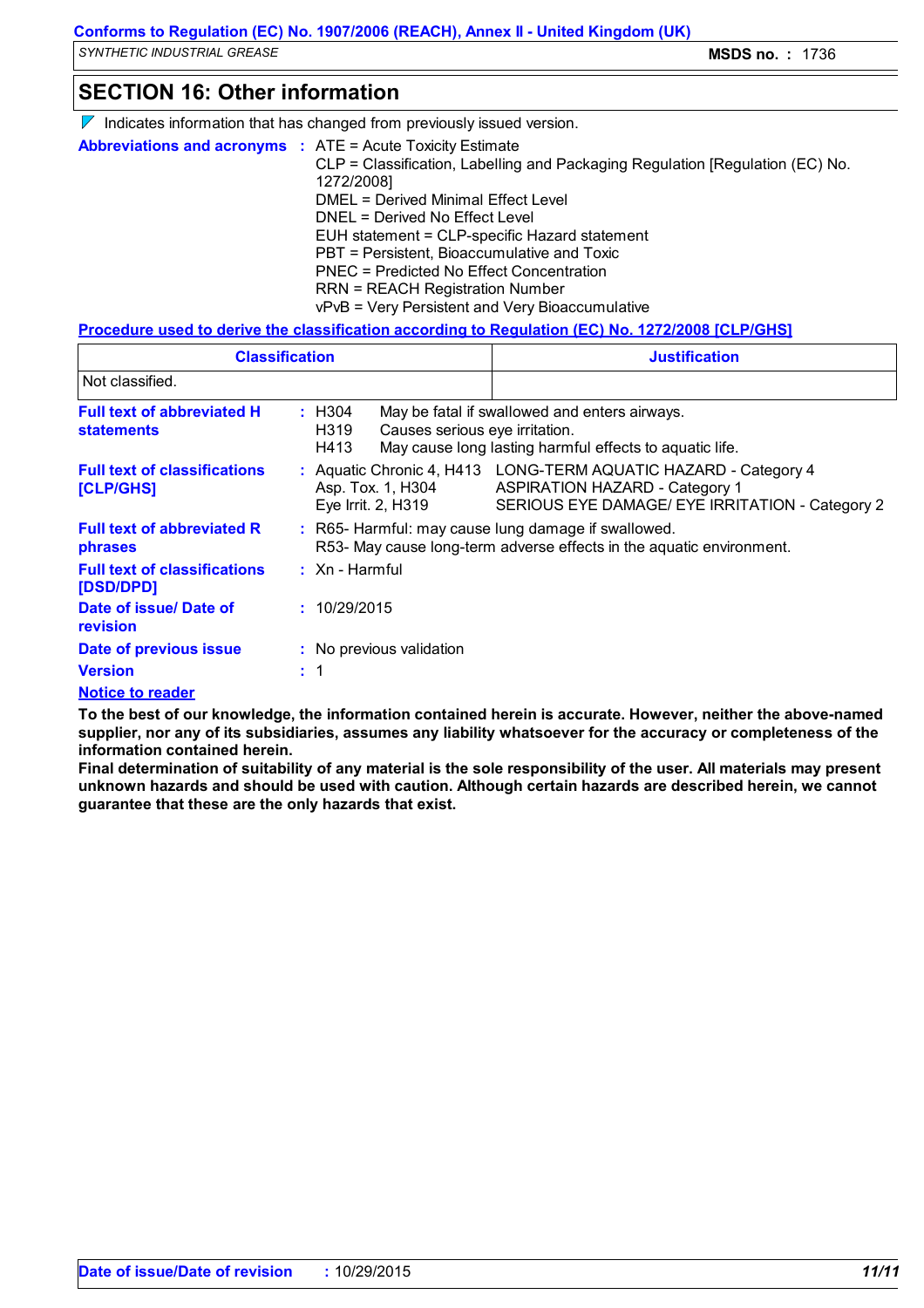## SECTION 16: Other information

Indicates information that has changed from previously issued version.

**Abbreviations and acronyms** : ATE = Acute Toxicity Estimate
CLP = Classification, Labelling and Packaging Regulation [Regulation (EC) No. 1272/2008]
DMEL = Derived Minimal Effect Level
DNEL = Derived No Effect Level
EUH statement = CLP-specific Hazard statement
PBT = Persistent, Bioaccumulative and Toxic
PNEC = Predicted No Effect Concentration
RRN = REACH Registration Number
vPvB = Very Persistent and Very Bioaccumulative

**Procedure used to derive the classification according to Regulation (EC) No. 1272/2008 [CLP/GHS]**

| Classification | Justification |
|---|---|
| Not classified. | |

**Full text of abbreviated H statements** : H304 May be fatal if swallowed and enters airways.
H319 Causes serious eye irritation.
H413 May cause long lasting harmful effects to aquatic life.

**Full text of classifications [CLP/GHS]** : Aquatic Chronic 4, H413 LONG-TERM AQUATIC HAZARD - Category 4
Asp. Tox. 1, H304 ASPIRATION HAZARD - Category 1
Eye Irrit. 2, H319 SERIOUS EYE DAMAGE/ EYE IRRITATION - Category 2

**Full text of abbreviated R phrases** : R65- Harmful: may cause lung damage if swallowed.
R53- May cause long-term adverse effects in the aquatic environment.

**Full text of classifications [DSD/DPD]** : Xn - Harmful

**Date of issue/ Date of revision** : 10/29/2015

**Date of previous issue** : No previous validation

**Version** : 1

**Notice to reader**

**To the best of our knowledge, the information contained herein is accurate. However, neither the above-named supplier, nor any of its subsidiaries, assumes any liability whatsoever for the accuracy or completeness of the information contained herein.**
**Final determination of suitability of any material is the sole responsibility of the user. All materials may present unknown hazards and should be used with caution. Although certain hazards are described herein, we cannot guarantee that these are the only hazards that exist.**